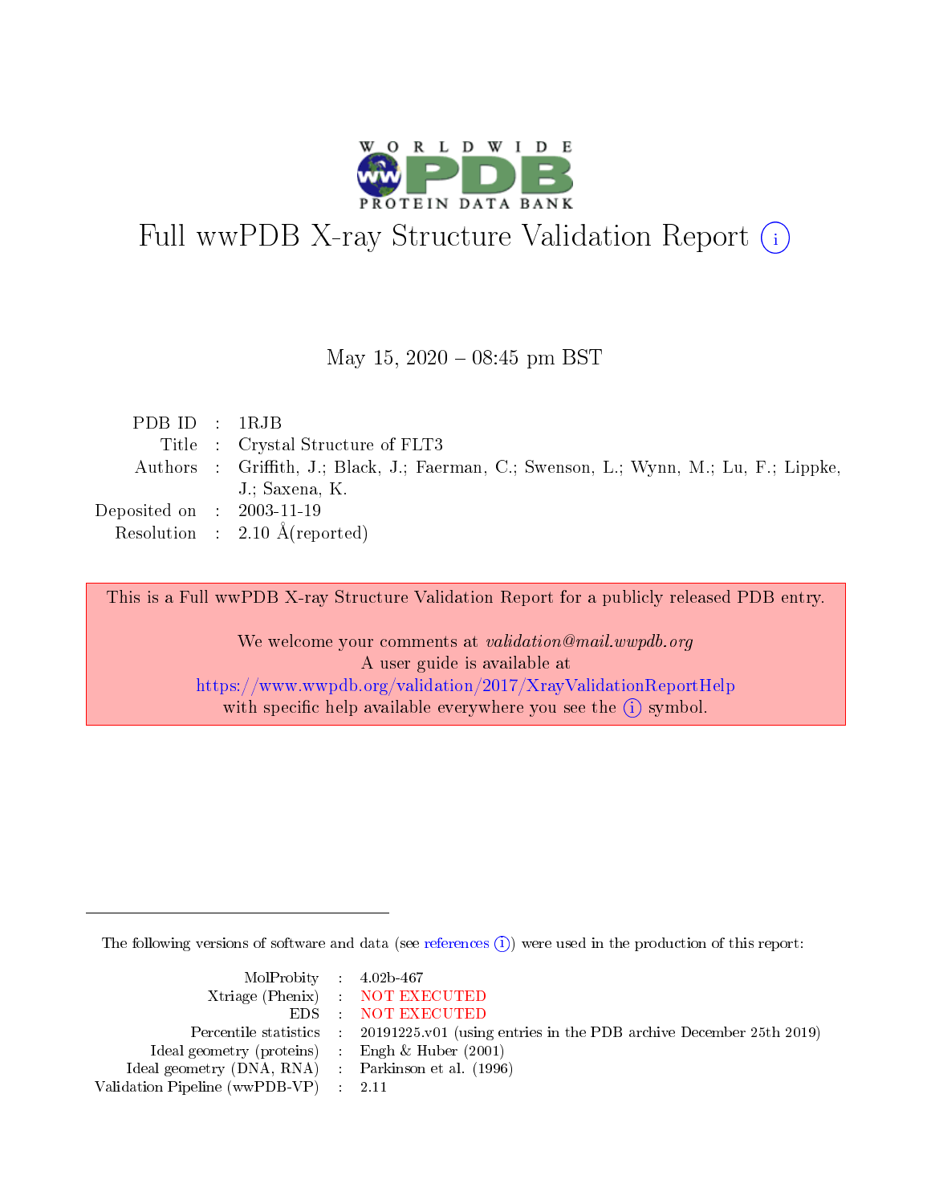# Full wwPDB X-ray Structure Validation Report (i)

May 15, 2020 – 08:45 pm BST

| | | |
|---|---|---|
| PDB ID | : | 1RJB |
| Title | : | Crystal Structure of FLT3 |
| Authors | : | Griffith, J.; Black, J.; Faerman, C.; Swenson, L.; Wynn, M.; Lu, F.; Lippke, J.; Saxena, K. |
| Deposited on | : | 2003-11-19 |
| Resolution | : | 2.10 Å(reported) |

This is a Full wwPDB X-ray Structure Validation Report for a publicly released PDB entry.

We welcome your comments at *validation@mail.wwpdb.org*
A user guide is available at
https://www.wwpdb.org/validation/2017/XrayValidationReportHelp
with specific help available everywhere you see the (i) symbol.

The following versions of software and data (see references (i)) were used in the production of this report:

| | | |
|---|---|---|
| MolProbity | : | 4.02b-467 |
| Xtriage (Phenix) | : | NOT EXECUTED |
| EDS | : | NOT EXECUTED |
| Percentile statistics | : | 20191225.v01 (using entries in the PDB archive December 25th 2019) |
| Ideal geometry (proteins) | : | Engh & Huber (2001) |
| Ideal geometry (DNA, RNA) | : | Parkinson et al. (1996) |
| Validation Pipeline (wwPDB-VP) | : | 2.11 |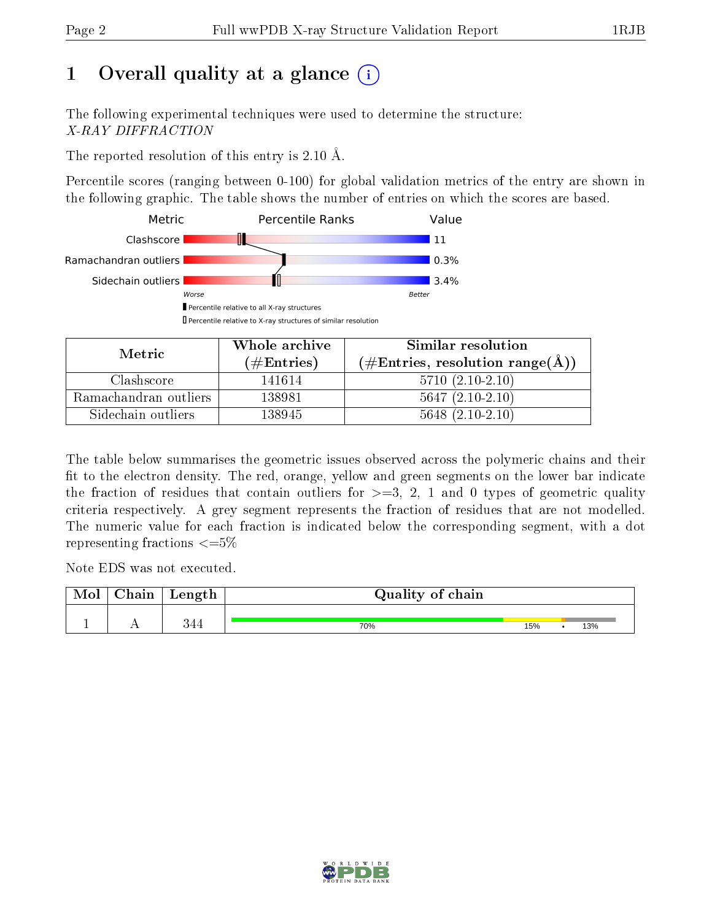# 1 Overall quality at a glance

The following experimental techniques were used to determine the structure:
*X-RAY DIFFRACTION*

The reported resolution of this entry is 2.10 Å.

Percentile scores (ranging between 0-100) for global validation metrics of the entry are shown in the following graphic. The table shows the number of entries on which the scores are based.

| Metric | Percentile Ranks | Value |
|---|---|---|
| Clashscore | | 11 |
| Ramachandran outliers | | 0.3% |
| Sidechain outliers | | 3.4% |

Worse — Better

▮ Percentile relative to all X-ray structures
▯ Percentile relative to X-ray structures of similar resolution

| Metric | Whole archive (#Entries) | Similar resolution (#Entries, resolution range(Å)) |
|---|---|---|
| Clashscore | 141614 | 5710 (2.10-2.10) |
| Ramachandran outliers | 138981 | 5647 (2.10-2.10) |
| Sidechain outliers | 138945 | 5648 (2.10-2.10) |

The table below summarises the geometric issues observed across the polymeric chains and their fit to the electron density. The red, orange, yellow and green segments on the lower bar indicate the fraction of residues that contain outliers for >=3, 2, 1 and 0 types of geometric quality criteria respectively. A grey segment represents the fraction of residues that are not modelled. The numeric value for each fraction is indicated below the corresponding segment, with a dot representing fractions <=5%

Note EDS was not executed.

| Mol | Chain | Length | Quality of chain |
|---|---|---|---|
| 1 | A | 344 | 70% / 15% / • / 13% |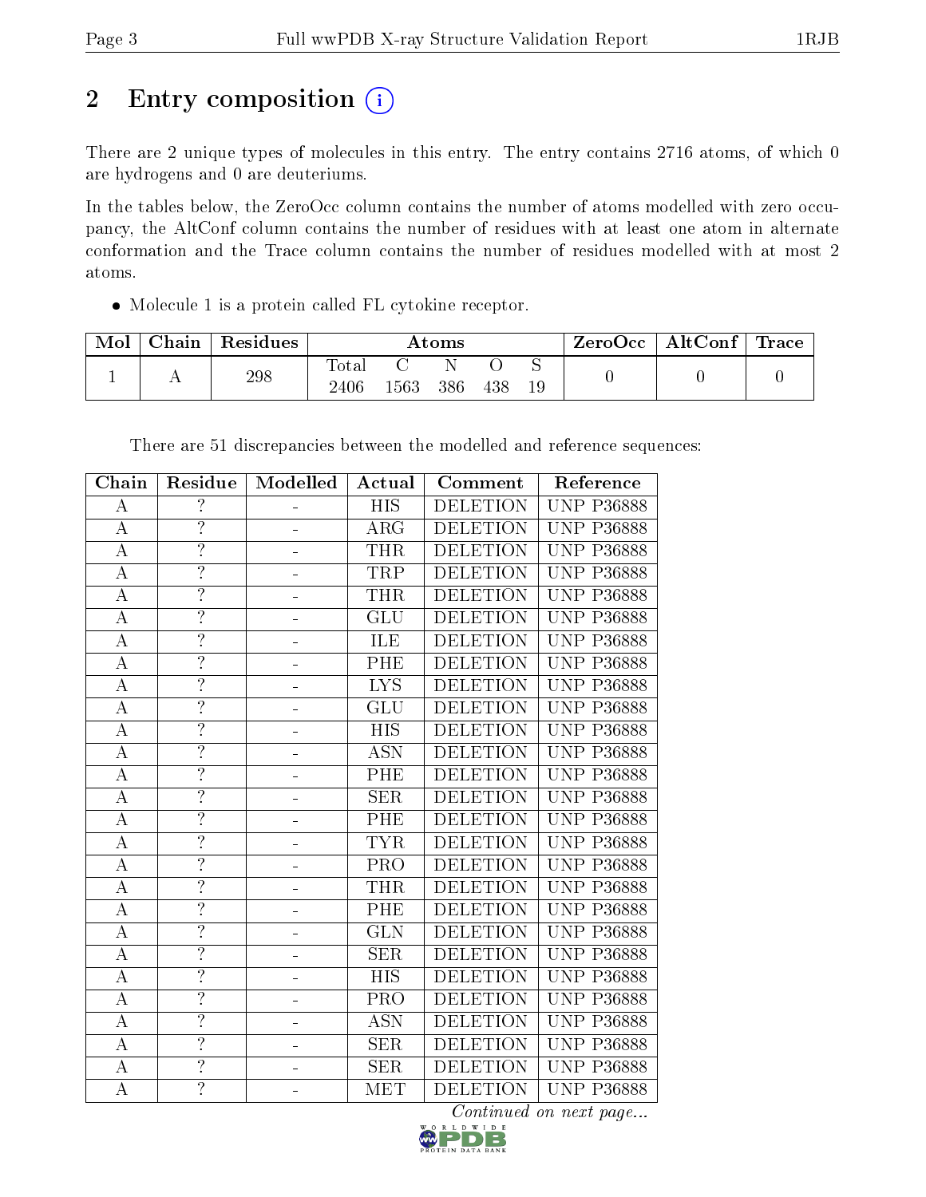## 2 Entry composition

There are 2 unique types of molecules in this entry. The entry contains 2716 atoms, of which 0 are hydrogens and 0 are deuteriums.

In the tables below, the ZeroOcc column contains the number of atoms modelled with zero occupancy, the AltConf column contains the number of residues with at least one atom in alternate conformation and the Trace column contains the number of residues modelled with at most 2 atoms.

- Molecule 1 is a protein called FL cytokine receptor.

| Mol | Chain | Residues | Atoms | | | | | ZeroOcc | AltConf | Trace |
|---|---|---|---|---|---|---|---|---|---|---|
| | | | Total | C | N | O | S | | | |
| 1 | A | 298 | 2406 | 1563 | 386 | 438 | 19 | 0 | 0 | 0 |

There are 51 discrepancies between the modelled and reference sequences:

| Chain | Residue | Modelled | Actual | Comment | Reference |
|---|---|---|---|---|---|
| A | ? | - | HIS | DELETION | UNP P36888 |
| A | ? | - | ARG | DELETION | UNP P36888 |
| A | ? | - | THR | DELETION | UNP P36888 |
| A | ? | - | TRP | DELETION | UNP P36888 |
| A | ? | - | THR | DELETION | UNP P36888 |
| A | ? | - | GLU | DELETION | UNP P36888 |
| A | ? | - | ILE | DELETION | UNP P36888 |
| A | ? | - | PHE | DELETION | UNP P36888 |
| A | ? | - | LYS | DELETION | UNP P36888 |
| A | ? | - | GLU | DELETION | UNP P36888 |
| A | ? | - | HIS | DELETION | UNP P36888 |
| A | ? | - | ASN | DELETION | UNP P36888 |
| A | ? | - | PHE | DELETION | UNP P36888 |
| A | ? | - | SER | DELETION | UNP P36888 |
| A | ? | - | PHE | DELETION | UNP P36888 |
| A | ? | - | TYR | DELETION | UNP P36888 |
| A | ? | - | PRO | DELETION | UNP P36888 |
| A | ? | - | THR | DELETION | UNP P36888 |
| A | ? | - | PHE | DELETION | UNP P36888 |
| A | ? | - | GLN | DELETION | UNP P36888 |
| A | ? | - | SER | DELETION | UNP P36888 |
| A | ? | - | HIS | DELETION | UNP P36888 |
| A | ? | - | PRO | DELETION | UNP P36888 |
| A | ? | - | ASN | DELETION | UNP P36888 |
| A | ? | - | SER | DELETION | UNP P36888 |
| A | ? | - | SER | DELETION | UNP P36888 |
| A | ? | - | MET | DELETION | UNP P36888 |

*Continued on next page...*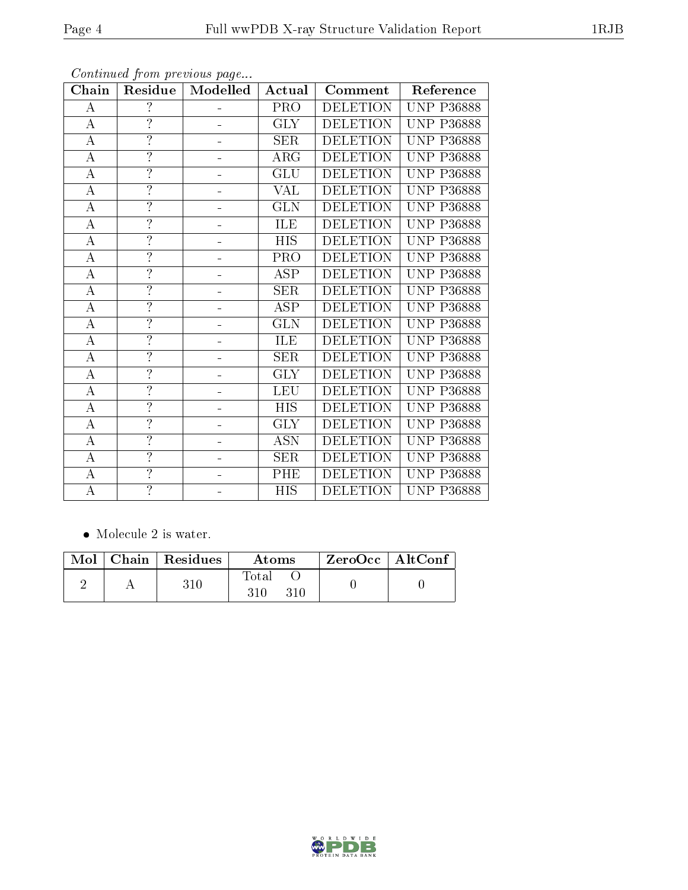*Continued from previous page...*

| Chain | Residue | Modelled | Actual | Comment | Reference |
|---|---|---|---|---|---|
| A | ? | - | PRO | DELETION | UNP P36888 |
| A | ? | - | GLY | DELETION | UNP P36888 |
| A | ? | - | SER | DELETION | UNP P36888 |
| A | ? | - | ARG | DELETION | UNP P36888 |
| A | ? | - | GLU | DELETION | UNP P36888 |
| A | ? | - | VAL | DELETION | UNP P36888 |
| A | ? | - | GLN | DELETION | UNP P36888 |
| A | ? | - | ILE | DELETION | UNP P36888 |
| A | ? | - | HIS | DELETION | UNP P36888 |
| A | ? | - | PRO | DELETION | UNP P36888 |
| A | ? | - | ASP | DELETION | UNP P36888 |
| A | ? | - | SER | DELETION | UNP P36888 |
| A | ? | - | ASP | DELETION | UNP P36888 |
| A | ? | - | GLN | DELETION | UNP P36888 |
| A | ? | - | ILE | DELETION | UNP P36888 |
| A | ? | - | SER | DELETION | UNP P36888 |
| A | ? | - | GLY | DELETION | UNP P36888 |
| A | ? | - | LEU | DELETION | UNP P36888 |
| A | ? | - | HIS | DELETION | UNP P36888 |
| A | ? | - | GLY | DELETION | UNP P36888 |
| A | ? | - | ASN | DELETION | UNP P36888 |
| A | ? | - | SER | DELETION | UNP P36888 |
| A | ? | - | PHE | DELETION | UNP P36888 |
| A | ? | - | HIS | DELETION | UNP P36888 |

- Molecule 2 is water.

| Mol | Chain | Residues | Atoms | | ZeroOcc | AltConf |
|---|---|---|---|---|---|---|
| | | | Total | O | | |
| 2 | A | 310 | 310 | 310 | 0 | 0 |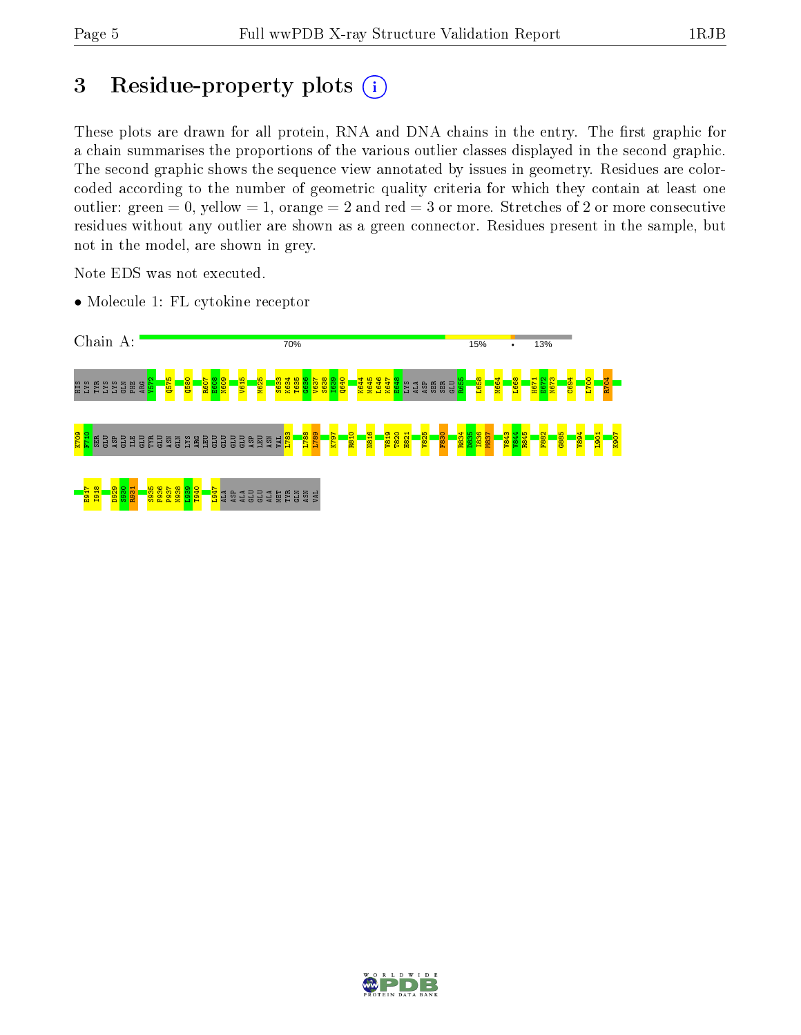# 3 Residue-property plots

These plots are drawn for all protein, RNA and DNA chains in the entry. The first graphic for a chain summarises the proportions of the various outlier classes displayed in the second graphic. The second graphic shows the sequence view annotated by issues in geometry. Residues are color-coded according to the number of geometric quality criteria for which they contain at least one outlier: green = 0, yellow = 1, orange = 2 and red = 3 or more. Stretches of 2 or more consecutive residues without any outlier are shown as a green connector. Residues present in the sample, but not in the model, are shown in grey.

Note EDS was not executed.

- Molecule 1: FL cytokine receptor

Chain A: 70% 15% • 13%

HIS LYS TYR LYS LYS GLN PHE ARG Y572 Q575 Q580 R607 E608 N609 V615 M625 S633 K634 T635 G636 V637 S638 I639 Q640 K644 M645 L646 K647 E648 LYS ALA ASP SER SER GLU R655 L658 M664 L668 H671 E672 N673 C694 L700 R704

K709 F710 SER GLU ASP GLU ILE GLU TYR GLU ASN GLN LYS ARG LEU GLU GLU GLU GLU ASP LEU ASN VAL L783 L788 L789 K797 R810 N816 V819 T820 H821 V825 F830 R834 D835 I836 M837 V843 V844 R845 F882 G885 V894 L901 K907

E917 I918 D929 S930 R931 S935 F936 P937 N938 L939 T940 L947 ALA ASP ALA GLU GLU ALA MET TYR GLN ASN VAL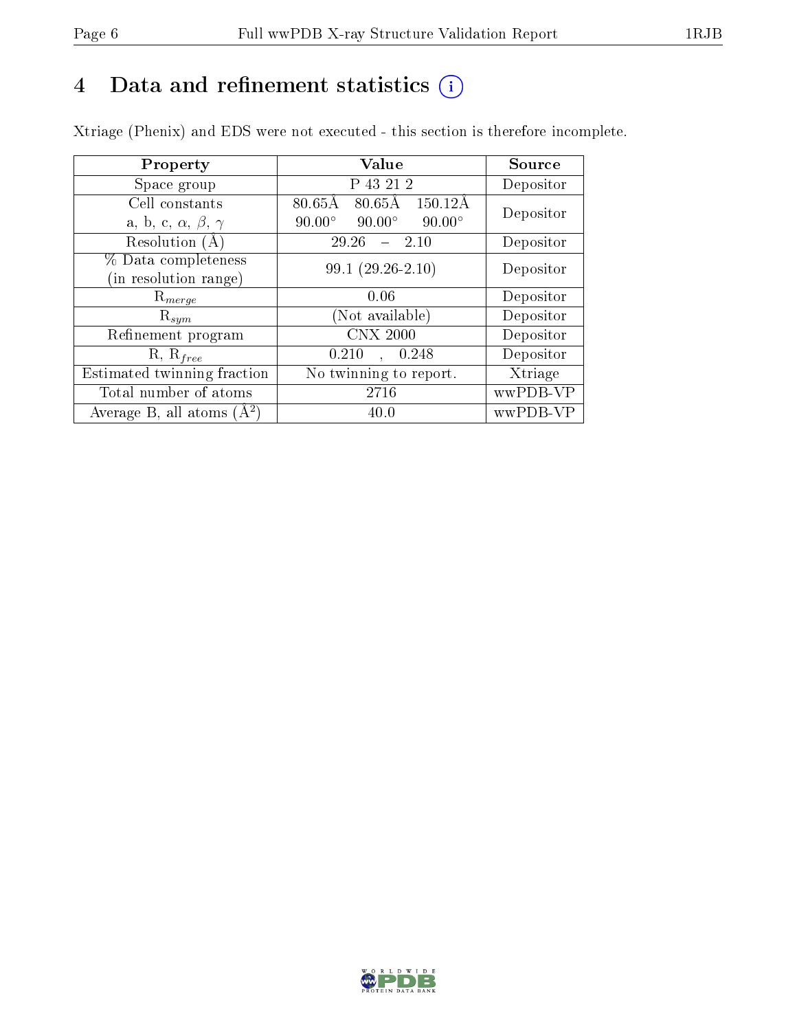# 4 Data and refinement statistics

Xtriage (Phenix) and EDS were not executed - this section is therefore incomplete.

| Property | Value | Source |
|---|---|---|
| Space group | P 43 21 2 | Depositor |
| Cell constants<br>a, b, c, $\alpha$, $\beta$, $\gamma$ | 80.65Å 80.65Å 150.12Å<br>90.00° 90.00° 90.00° | Depositor |
| Resolution (Å) | 29.26 – 2.10 | Depositor |
| % Data completeness<br>(in resolution range) | 99.1 (29.26-2.10) | Depositor |
| $R_{merge}$ | 0.06 | Depositor |
| $R_{sym}$ | (Not available) | Depositor |
| Refinement program | CNX 2000 | Depositor |
| R, $R_{free}$ | 0.210 , 0.248 | Depositor |
| Estimated twinning fraction | No twinning to report. | Xtriage |
| Total number of atoms | 2716 | wwPDB-VP |
| Average B, all atoms (Å$^2$) | 40.0 | wwPDB-VP |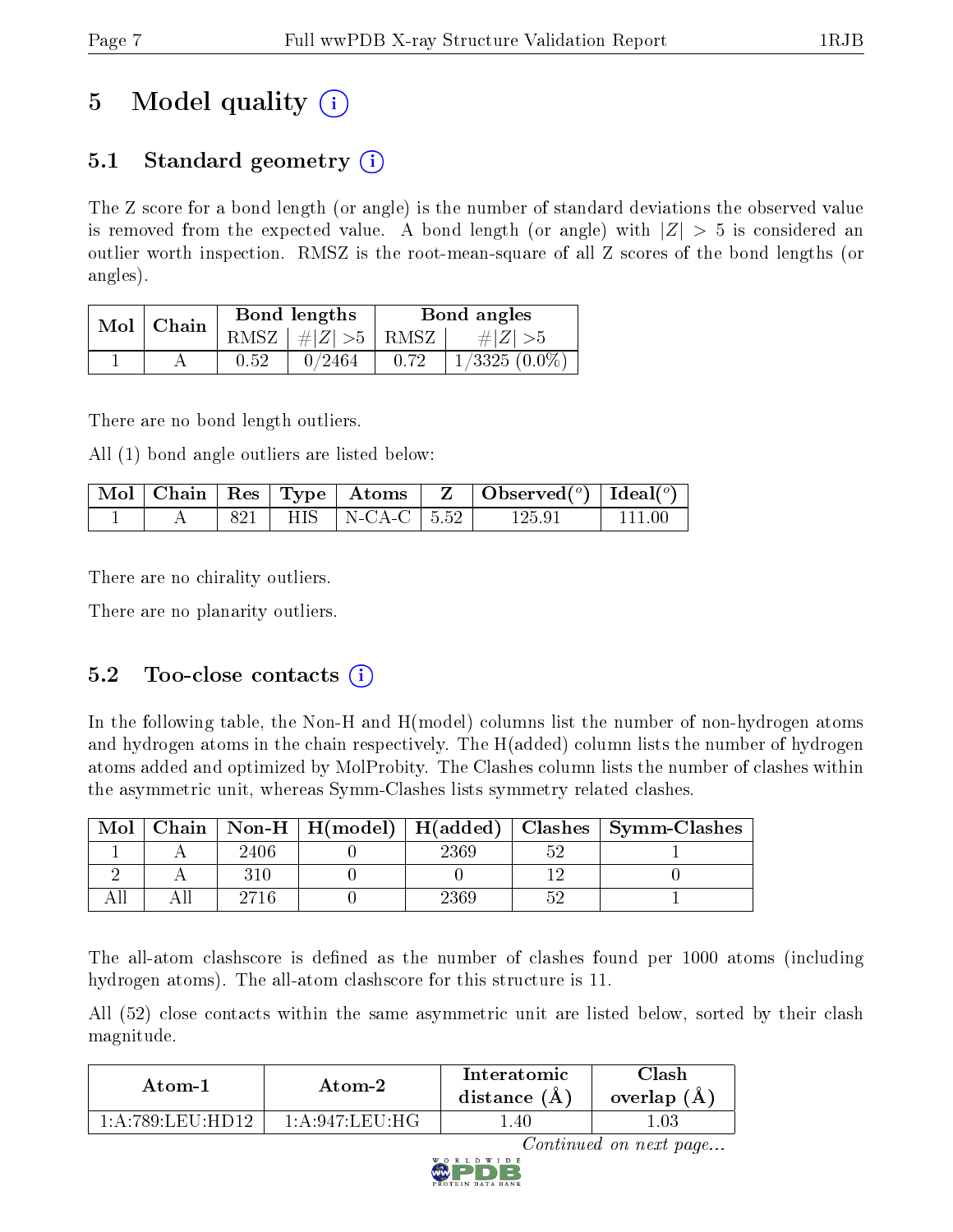# 5 Model quality

## 5.1 Standard geometry

The Z score for a bond length (or angle) is the number of standard deviations the observed value is removed from the expected value. A bond length (or angle) with $|Z| > 5$ is considered an outlier worth inspection. RMSZ is the root-mean-square of all Z scores of the bond lengths (or angles).

| Mol | Chain | Bond lengths | | Bond angles | |
|---|---|---|---|---|---|
| | | RMSZ | $\#|Z| > 5$ | RMSZ | $\#|Z| > 5$ |
| 1 | A | 0.52 | 0/2464 | 0.72 | 1/3325 (0.0%) |

There are no bond length outliers.

All (1) bond angle outliers are listed below:

| Mol | Chain | Res | Type | Atoms | Z | Observed(°) | Ideal(°) |
|---|---|---|---|---|---|---|---|
| 1 | A | 821 | HIS | N-CA-C | 5.52 | 125.91 | 111.00 |

There are no chirality outliers.

There are no planarity outliers.

## 5.2 Too-close contacts

In the following table, the Non-H and H(model) columns list the number of non-hydrogen atoms and hydrogen atoms in the chain respectively. The H(added) column lists the number of hydrogen atoms added and optimized by MolProbity. The Clashes column lists the number of clashes within the asymmetric unit, whereas Symm-Clashes lists symmetry related clashes.

| Mol | Chain | Non-H | H(model) | H(added) | Clashes | Symm-Clashes |
|---|---|---|---|---|---|---|
| 1 | A | 2406 | 0 | 2369 | 52 | 1 |
| 2 | A | 310 | 0 | 0 | 12 | 0 |
| All | All | 2716 | 0 | 2369 | 52 | 1 |

The all-atom clashscore is defined as the number of clashes found per 1000 atoms (including hydrogen atoms). The all-atom clashscore for this structure is 11.

All (52) close contacts within the same asymmetric unit are listed below, sorted by their clash magnitude.

| Atom-1 | Atom-2 | Interatomic distance (Å) | Clash overlap (Å) |
|---|---|---|---|
| 1:A:789:LEU:HD12 | 1:A:947:LEU:HG | 1.40 | 1.03 |

*Continued on next page...*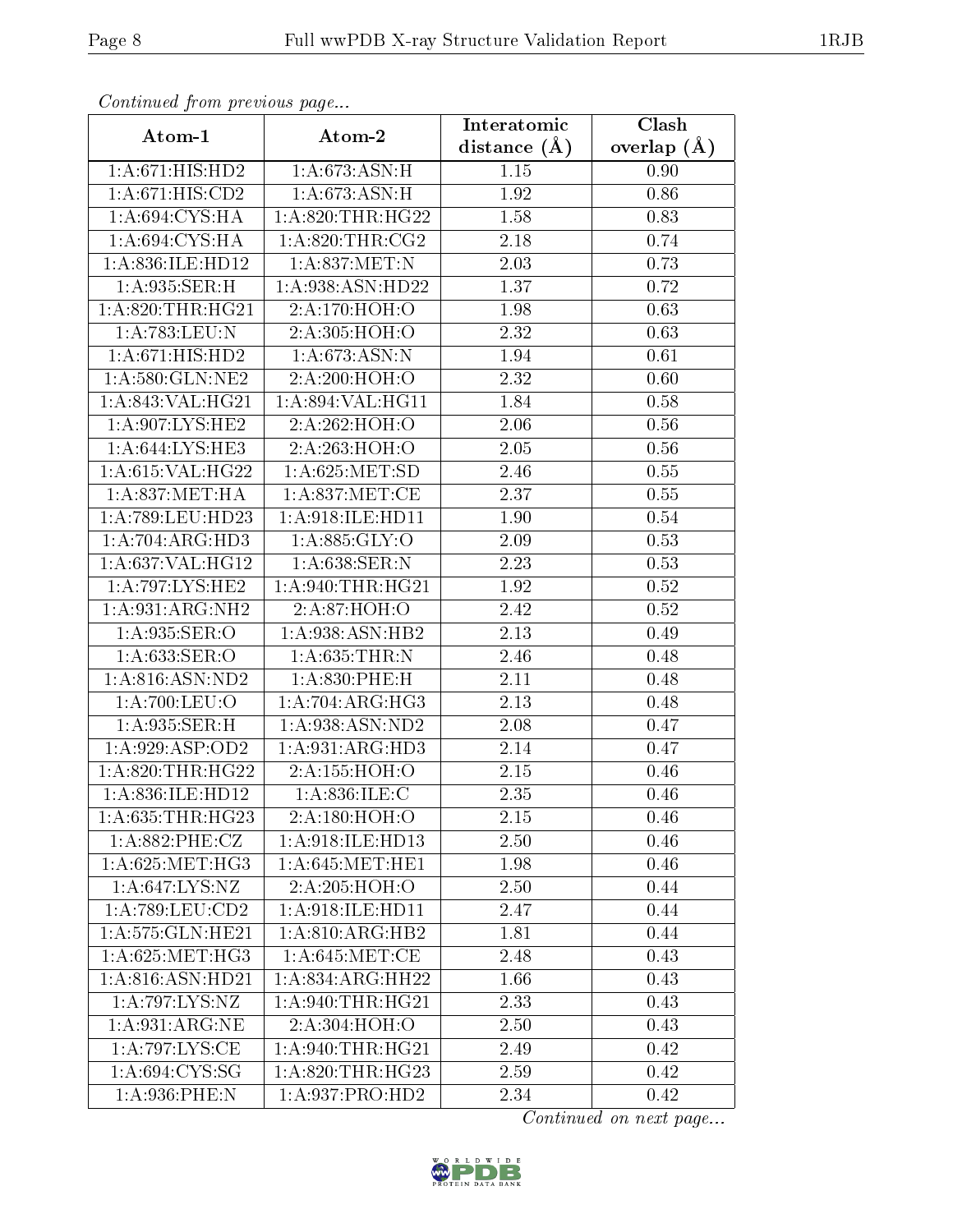*Continued from previous page...*

| Atom-1 | Atom-2 | Interatomic distance (Å) | Clash overlap (Å) |
|---|---|---|---|
| 1:A:671:HIS:HD2 | 1:A:673:ASN:H | 1.15 | 0.90 |
| 1:A:671:HIS:CD2 | 1:A:673:ASN:H | 1.92 | 0.86 |
| 1:A:694:CYS:HA | 1:A:820:THR:HG22 | 1.58 | 0.83 |
| 1:A:694:CYS:HA | 1:A:820:THR:CG2 | 2.18 | 0.74 |
| 1:A:836:ILE:HD12 | 1:A:837:MET:N | 2.03 | 0.73 |
| 1:A:935:SER:H | 1:A:938:ASN:HD22 | 1.37 | 0.72 |
| 1:A:820:THR:HG21 | 2:A:170:HOH:O | 1.98 | 0.63 |
| 1:A:783:LEU:N | 2:A:305:HOH:O | 2.32 | 0.63 |
| 1:A:671:HIS:HD2 | 1:A:673:ASN:N | 1.94 | 0.61 |
| 1:A:580:GLN:NE2 | 2:A:200:HOH:O | 2.32 | 0.60 |
| 1:A:843:VAL:HG21 | 1:A:894:VAL:HG11 | 1.84 | 0.58 |
| 1:A:907:LYS:HE2 | 2:A:262:HOH:O | 2.06 | 0.56 |
| 1:A:644:LYS:HE3 | 2:A:263:HOH:O | 2.05 | 0.56 |
| 1:A:615:VAL:HG22 | 1:A:625:MET:SD | 2.46 | 0.55 |
| 1:A:837:MET:HA | 1:A:837:MET:CE | 2.37 | 0.55 |
| 1:A:789:LEU:HD23 | 1:A:918:ILE:HD11 | 1.90 | 0.54 |
| 1:A:704:ARG:HD3 | 1:A:885:GLY:O | 2.09 | 0.53 |
| 1:A:637:VAL:HG12 | 1:A:638:SER:N | 2.23 | 0.53 |
| 1:A:797:LYS:HE2 | 1:A:940:THR:HG21 | 1.92 | 0.52 |
| 1:A:931:ARG:NH2 | 2:A:87:HOH:O | 2.42 | 0.52 |
| 1:A:935:SER:O | 1:A:938:ASN:HB2 | 2.13 | 0.49 |
| 1:A:633:SER:O | 1:A:635:THR:N | 2.46 | 0.48 |
| 1:A:816:ASN:ND2 | 1:A:830:PHE:H | 2.11 | 0.48 |
| 1:A:700:LEU:O | 1:A:704:ARG:HG3 | 2.13 | 0.48 |
| 1:A:935:SER:H | 1:A:938:ASN:ND2 | 2.08 | 0.47 |
| 1:A:929:ASP:OD2 | 1:A:931:ARG:HD3 | 2.14 | 0.47 |
| 1:A:820:THR:HG22 | 2:A:155:HOH:O | 2.15 | 0.46 |
| 1:A:836:ILE:HD12 | 1:A:836:ILE:C | 2.35 | 0.46 |
| 1:A:635:THR:HG23 | 2:A:180:HOH:O | 2.15 | 0.46 |
| 1:A:882:PHE:CZ | 1:A:918:ILE:HD13 | 2.50 | 0.46 |
| 1:A:625:MET:HG3 | 1:A:645:MET:HE1 | 1.98 | 0.46 |
| 1:A:647:LYS:NZ | 2:A:205:HOH:O | 2.50 | 0.44 |
| 1:A:789:LEU:CD2 | 1:A:918:ILE:HD11 | 2.47 | 0.44 |
| 1:A:575:GLN:HE21 | 1:A:810:ARG:HB2 | 1.81 | 0.44 |
| 1:A:625:MET:HG3 | 1:A:645:MET:CE | 2.48 | 0.43 |
| 1:A:816:ASN:HD21 | 1:A:834:ARG:HH22 | 1.66 | 0.43 |
| 1:A:797:LYS:NZ | 1:A:940:THR:HG21 | 2.33 | 0.43 |
| 1:A:931:ARG:NE | 2:A:304:HOH:O | 2.50 | 0.43 |
| 1:A:797:LYS:CE | 1:A:940:THR:HG21 | 2.49 | 0.42 |
| 1:A:694:CYS:SG | 1:A:820:THR:HG23 | 2.59 | 0.42 |
| 1:A:936:PHE:N | 1:A:937:PRO:HD2 | 2.34 | 0.42 |

*Continued on next page...*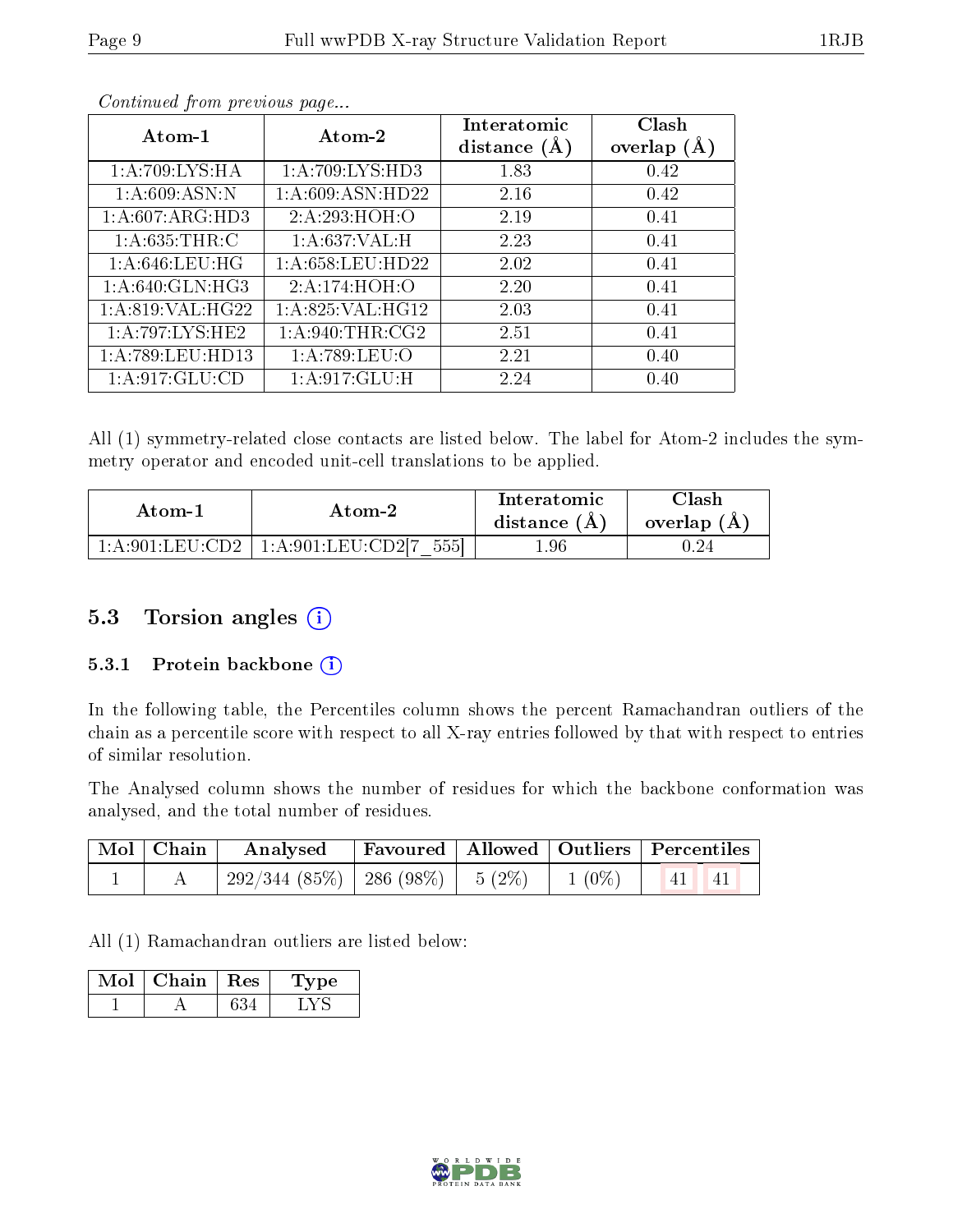*Continued from previous page...*

| Atom-1 | Atom-2 | Interatomic distance (Å) | Clash overlap (Å) |
|---|---|---|---|
| 1:A:709:LYS:HA | 1:A:709:LYS:HD3 | 1.83 | 0.42 |
| 1:A:609:ASN:N | 1:A:609:ASN:HD22 | 2.16 | 0.42 |
| 1:A:607:ARG:HD3 | 2:A:293:HOH:O | 2.19 | 0.41 |
| 1:A:635:THR:C | 1:A:637:VAL:H | 2.23 | 0.41 |
| 1:A:646:LEU:HG | 1:A:658:LEU:HD22 | 2.02 | 0.41 |
| 1:A:640:GLN:HG3 | 2:A:174:HOH:O | 2.20 | 0.41 |
| 1:A:819:VAL:HG22 | 1:A:825:VAL:HG12 | 2.03 | 0.41 |
| 1:A:797:LYS:HE2 | 1:A:940:THR:CG2 | 2.51 | 0.41 |
| 1:A:789:LEU:HD13 | 1:A:789:LEU:O | 2.21 | 0.40 |
| 1:A:917:GLU:CD | 1:A:917:GLU:H | 2.24 | 0.40 |

All (1) symmetry-related close contacts are listed below. The label for Atom-2 includes the symmetry operator and encoded unit-cell translations to be applied.

| Atom-1 | Atom-2 | Interatomic distance (Å) | Clash overlap (Å) |
|---|---|---|---|
| 1:A:901:LEU:CD2 | 1:A:901:LEU:CD2[7_555] | 1.96 | 0.24 |

### 5.3 Torsion angles

#### 5.3.1 Protein backbone

In the following table, the Percentiles column shows the percent Ramachandran outliers of the chain as a percentile score with respect to all X-ray entries followed by that with respect to entries of similar resolution.

The Analysed column shows the number of residues for which the backbone conformation was analysed, and the total number of residues.

| Mol | Chain | Analysed | Favoured | Allowed | Outliers | Percentiles | |
|---|---|---|---|---|---|---|---|
| 1 | A | 292/344 (85%) | 286 (98%) | 5 (2%) | 1 (0%) | 41 | 41 |

All (1) Ramachandran outliers are listed below:

| Mol | Chain | Res | Type |
|---|---|---|---|
| 1 | A | 634 | LYS |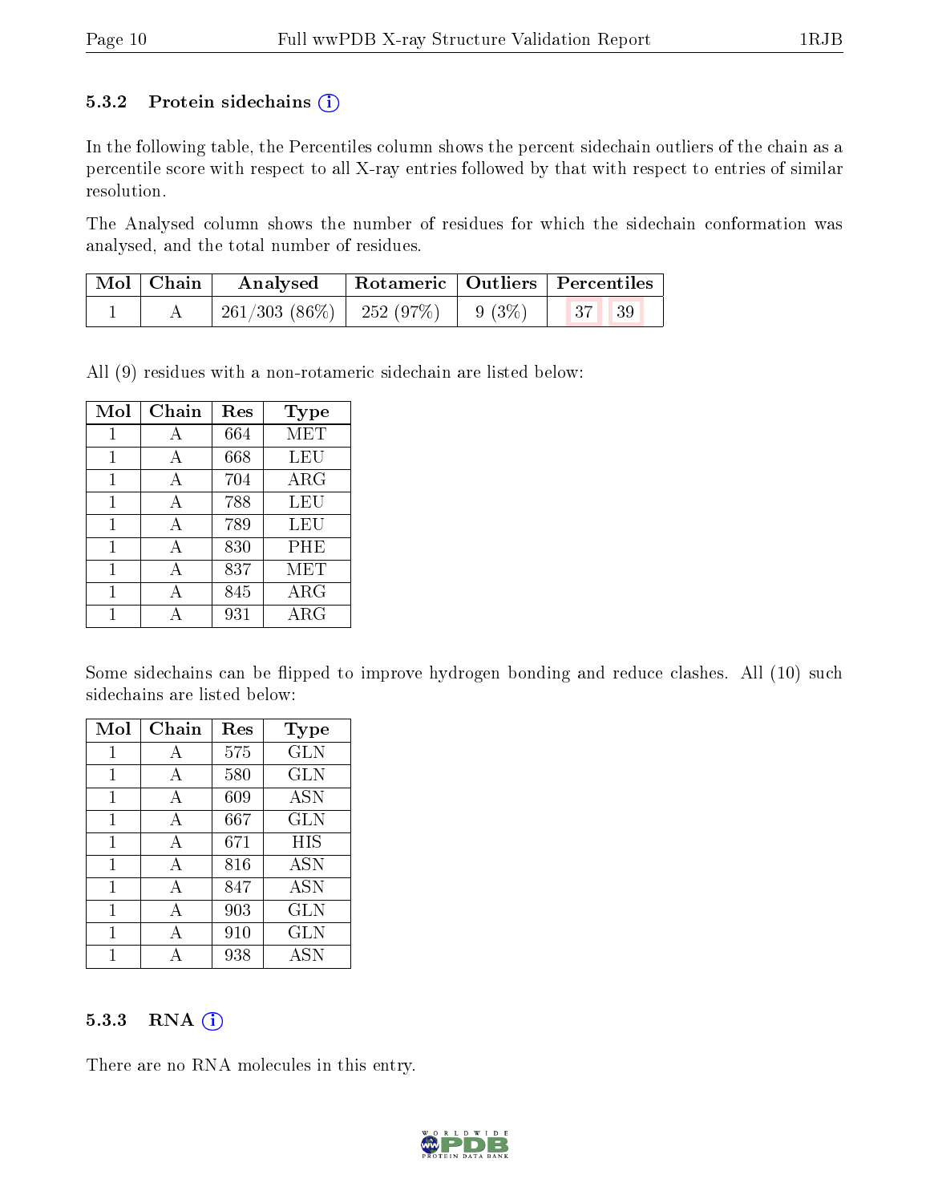### 5.3.2 Protein sidechains (i)

In the following table, the Percentiles column shows the percent sidechain outliers of the chain as a percentile score with respect to all X-ray entries followed by that with respect to entries of similar resolution.

The Analysed column shows the number of residues for which the sidechain conformation was analysed, and the total number of residues.

| Mol | Chain | Analysed | Rotameric | Outliers | Percentiles | |
|---|---|---|---|---|---|---|
| 1 | A | 261/303 (86%) | 252 (97%) | 9 (3%) | 37 | 39 |

All (9) residues with a non-rotameric sidechain are listed below:

| Mol | Chain | Res | Type |
|---|---|---|---|
| 1 | A | 664 | MET |
| 1 | A | 668 | LEU |
| 1 | A | 704 | ARG |
| 1 | A | 788 | LEU |
| 1 | A | 789 | LEU |
| 1 | A | 830 | PHE |
| 1 | A | 837 | MET |
| 1 | A | 845 | ARG |
| 1 | A | 931 | ARG |

Some sidechains can be flipped to improve hydrogen bonding and reduce clashes. All (10) such sidechains are listed below:

| Mol | Chain | Res | Type |
|---|---|---|---|
| 1 | A | 575 | GLN |
| 1 | A | 580 | GLN |
| 1 | A | 609 | ASN |
| 1 | A | 667 | GLN |
| 1 | A | 671 | HIS |
| 1 | A | 816 | ASN |
| 1 | A | 847 | ASN |
| 1 | A | 903 | GLN |
| 1 | A | 910 | GLN |
| 1 | A | 938 | ASN |

### 5.3.3 RNA (i)

There are no RNA molecules in this entry.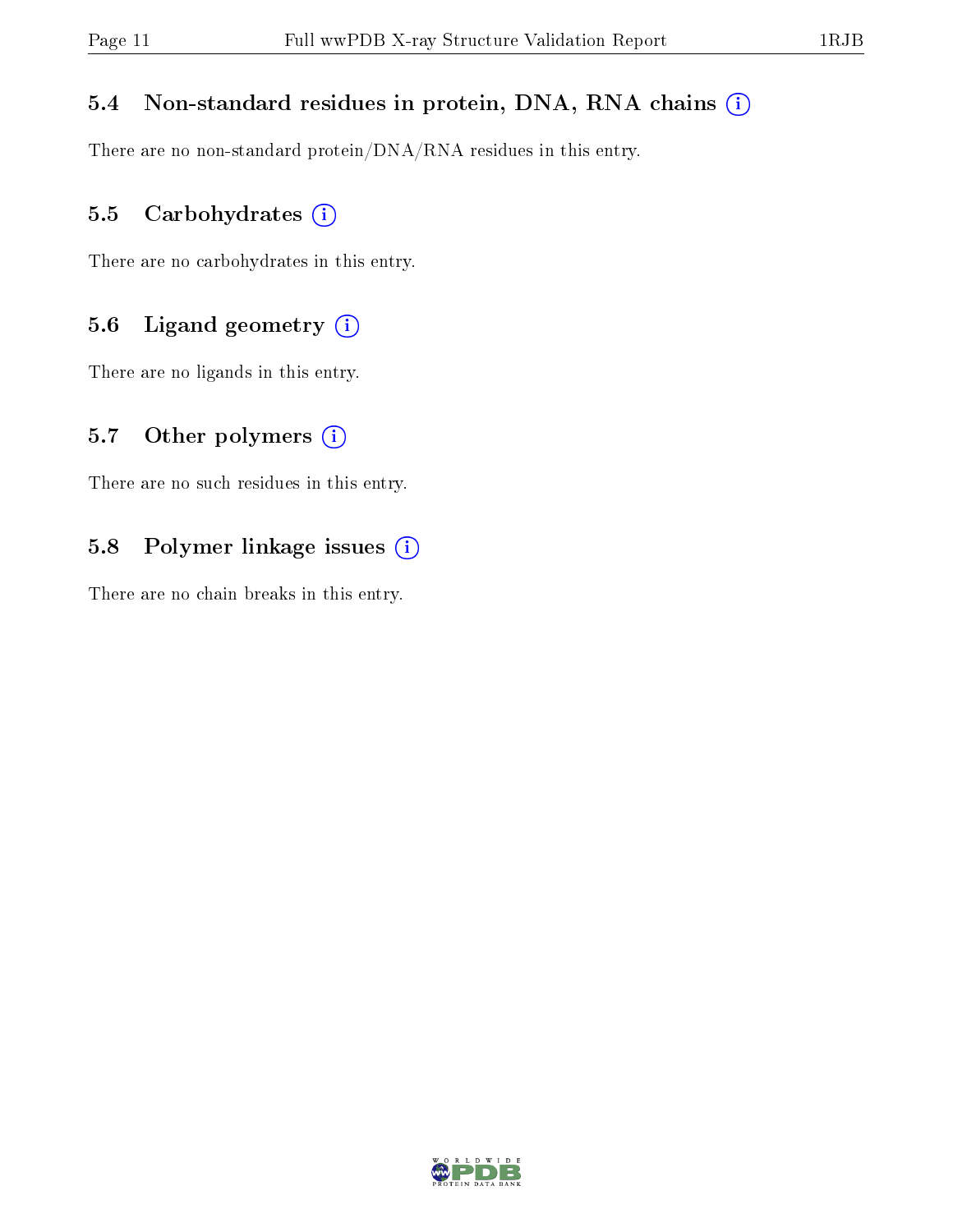### 5.4 Non-standard residues in protein, DNA, RNA chains (i)

There are no non-standard protein/DNA/RNA residues in this entry.

### 5.5 Carbohydrates (i)

There are no carbohydrates in this entry.

### 5.6 Ligand geometry (i)

There are no ligands in this entry.

### 5.7 Other polymers (i)

There are no such residues in this entry.

### 5.8 Polymer linkage issues (i)

There are no chain breaks in this entry.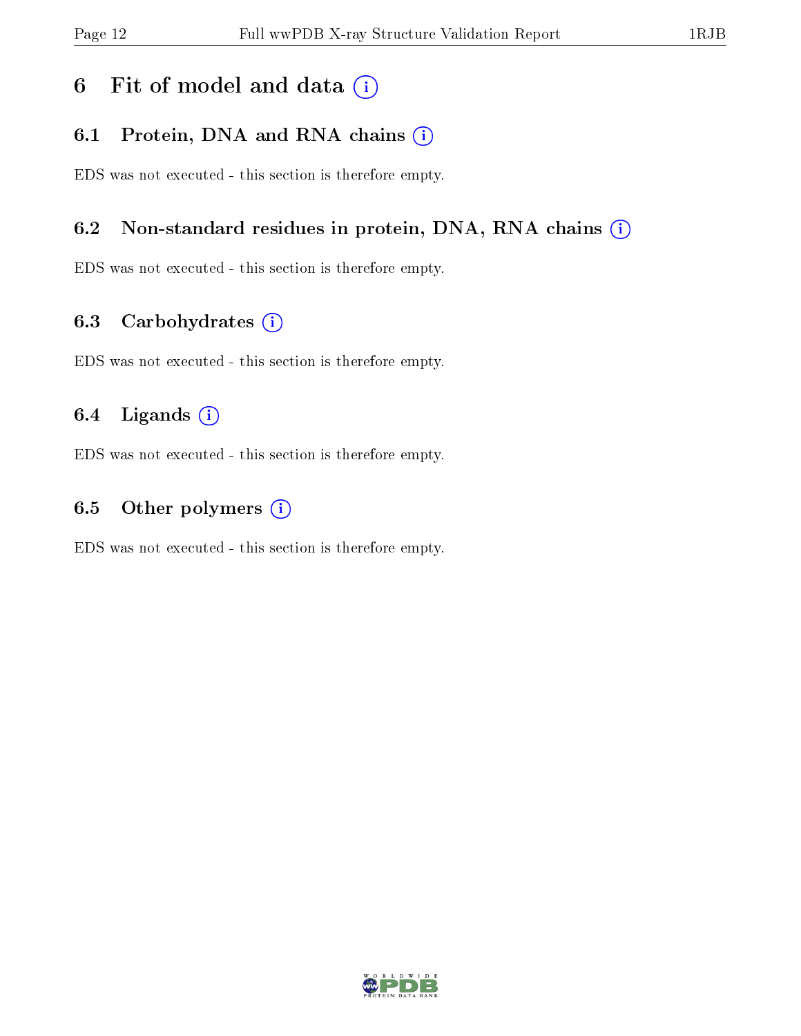# 6 Fit of model and data

## 6.1 Protein, DNA and RNA chains

EDS was not executed - this section is therefore empty.

## 6.2 Non-standard residues in protein, DNA, RNA chains

EDS was not executed - this section is therefore empty.

## 6.3 Carbohydrates

EDS was not executed - this section is therefore empty.

## 6.4 Ligands

EDS was not executed - this section is therefore empty.

## 6.5 Other polymers

EDS was not executed - this section is therefore empty.